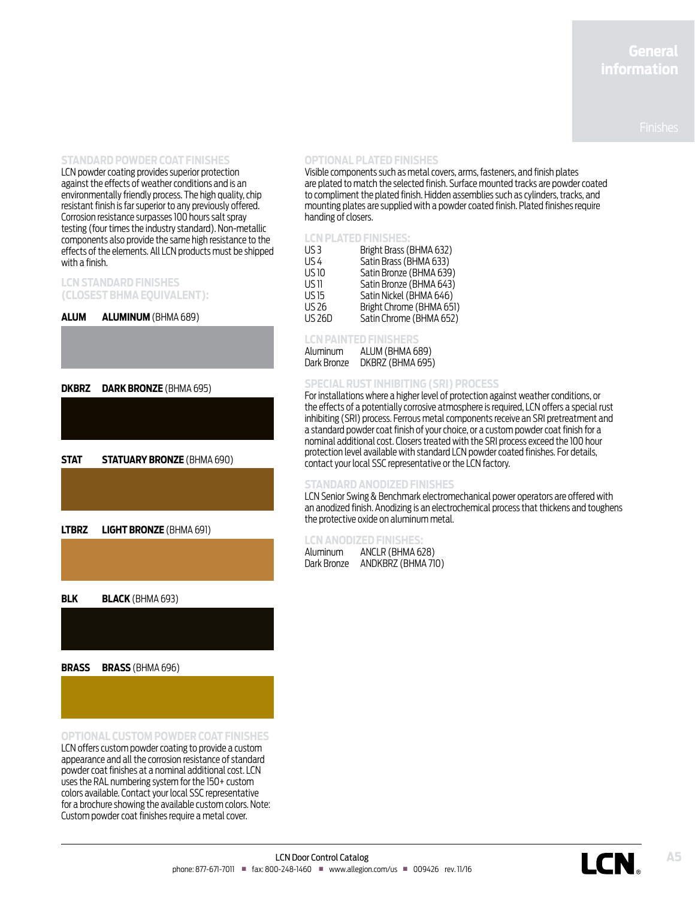# General information

## Finishes

### STANDARD POWDER COAT FINISHES

LCN powder coating provides superior protection against the effects of weather conditions and is an environmentally friendly process. The high quality, chip resistant finish is far superior to any previously offered. Corrosion resistance surpasses 100 hours salt spray testing (four times the industry standard). Non-metallic components also provide the same high resistance to the effects of the elements. All LCN products must be shipped with a finish.

### LCN STANDARD FINISHES (CLOSEST BHMA EQUIVALENT):

**ALUM** **ALUMINUM** (BHMA 689)

**DKBRZ** **DARK BRONZE** (BHMA 695)

**STAT** **STATUARY BRONZE** (BHMA 690)

**LTBRZ** **LIGHT BRONZE** (BHMA 691)

**BLK** **BLACK** (BHMA 693)

**BRASS** **BRASS** (BHMA 696)

### OPTIONAL CUSTOM POWDER COAT FINISHES

LCN offers custom powder coating to provide a custom appearance and all the corrosion resistance of standard powder coat finishes at a nominal additional cost. LCN uses the RAL numbering system for the 150+ custom colors available. Contact your local SSC representative for a brochure showing the available custom colors. Note: Custom powder coat finishes require a metal cover.

### OPTIONAL PLATED FINISHES

Visible components such as metal covers, arms, fasteners, and finish plates are plated to match the selected finish. Surface mounted tracks are powder coated to compliment the plated finish. Hidden assemblies such as cylinders, tracks, and mounting plates are supplied with a powder coated finish. Plated finishes require handing of closers.

### LCN PLATED FINISHES:

| | |
|---|---|
| US 3 | Bright Brass (BHMA 632) |
| US 4 | Satin Brass (BHMA 633) |
| US 10 | Satin Bronze (BHMA 639) |
| US 11 | Satin Bronze (BHMA 643) |
| US 15 | Satin Nickel (BHMA 646) |
| US 26 | Bright Chrome (BHMA 651) |
| US 26D | Satin Chrome (BHMA 652) |

### LCN PAINTED FINISHERS

| | |
|---|---|
| Aluminum | ALUM (BHMA 689) |
| Dark Bronze | DKBRZ (BHMA 695) |

### SPECIAL RUST INHIBITING (SRI) PROCESS

For installations where a higher level of protection against weather conditions, or the effects of a potentially corrosive atmosphere is required, LCN offers a special rust inhibiting (SRI) process. Ferrous metal components receive an SRI pretreatment and a standard powder coat finish of your choice, or a custom powder coat finish for a nominal additional cost. Closers treated with the SRI process exceed the 100 hour protection level available with standard LCN powder coated finishes. For details, contact your local SSC representative or the LCN factory.

### STANDARD ANODIZED FINISHES

LCN Senior Swing & Benchmark electromechanical power operators are offered with an anodized finish. Anodizing is an electrochemical process that thickens and toughens the protective oxide on aluminum metal.

### LCN ANODIZED FINISHES:

| | |
|---|---|
| Aluminum | ANCLR (BHMA 628) |
| Dark Bronze | ANDKBRZ (BHMA 710) |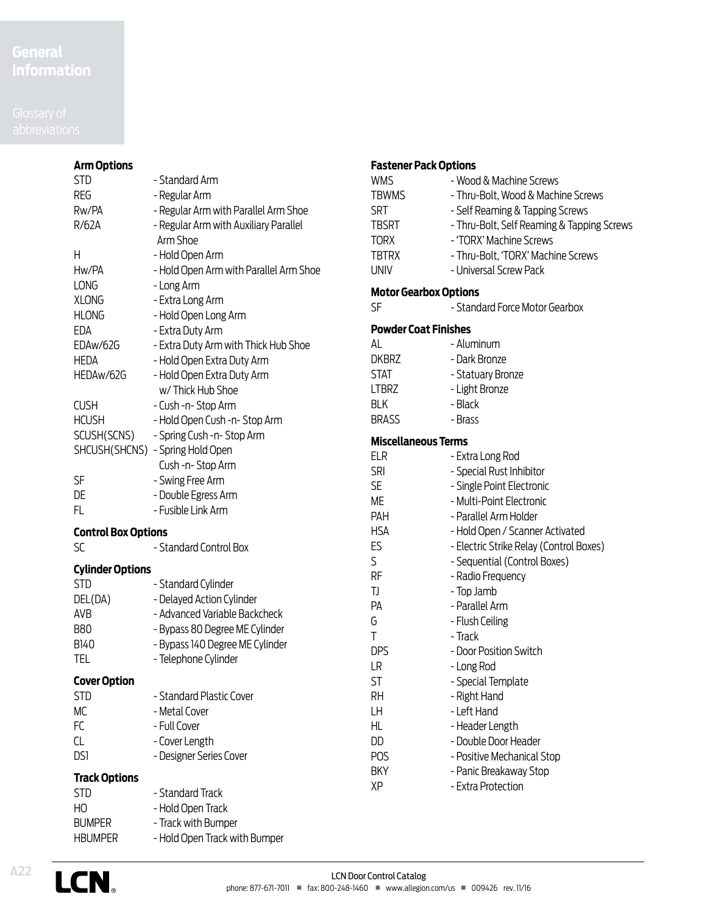# General information

## Glossary of abbreviations

### Arm Options

| | |
|---|---|
| STD | - Standard Arm |
| REG | - Regular Arm |
| Rw/PA | - Regular Arm with Parallel Arm Shoe |
| R/62A | - Regular Arm with Auxiliary Parallel Arm Shoe |
| H | - Hold Open Arm |
| Hw/PA | - Hold Open Arm with Parallel Arm Shoe |
| LONG | - Long Arm |
| XLONG | - Extra Long Arm |
| HLONG | - Hold Open Long Arm |
| EDA | - Extra Duty Arm |
| EDAw/62G | - Extra Duty Arm with Thick Hub Shoe |
| HEDA | - Hold Open Extra Duty Arm |
| HEDAw/62G | - Hold Open Extra Duty Arm w/ Thick Hub Shoe |
| CUSH | - Cush -n- Stop Arm |
| HCUSH | - Hold Open Cush -n- Stop Arm |
| SCUSH(SCNS) | - Spring Cush -n- Stop Arm |
| SHCUSH(SHCNS) | - Spring Hold Open Cush -n- Stop Arm |
| SF | - Swing Free Arm |
| DE | - Double Egress Arm |
| FL | - Fusible Link Arm |

### Control Box Options

| | |
|---|---|
| SC | - Standard Control Box |

### Cylinder Options

| | |
|---|---|
| STD | - Standard Cylinder |
| DEL(DA) | - Delayed Action Cylinder |
| AVB | - Advanced Variable Backcheck |
| B80 | - Bypass 80 Degree ME Cylinder |
| B140 | - Bypass 140 Degree ME Cylinder |
| TEL | - Telephone Cylinder |

### Cover Option

| | |
|---|---|
| STD | - Standard Plastic Cover |
| MC | - Metal Cover |
| FC | - Full Cover |
| CL | - Cover Length |
| DS1 | - Designer Series Cover |

### Track Options

| | |
|---|---|
| STD | - Standard Track |
| HO | - Hold Open Track |
| BUMPER | - Track with Bumper |
| HBUMPER | - Hold Open Track with Bumper |

### Fastener Pack Options

| | |
|---|---|
| WMS | - Wood & Machine Screws |
| TBWMS | - Thru-Bolt, Wood & Machine Screws |
| SRT | - Self Reaming & Tapping Screws |
| TBSRT | - Thru-Bolt, Self Reaming & Tapping Screws |
| TORX | - 'TORX' Machine Screws |
| TBTRX | - Thru-Bolt, 'TORX' Machine Screws |
| UNIV | - Universal Screw Pack |

### Motor Gearbox Options

| | |
|---|---|
| SF | - Standard Force Motor Gearbox |

### Powder Coat Finishes

| | |
|---|---|
| AL | - Aluminum |
| DKBRZ | - Dark Bronze |
| STAT | - Statuary Bronze |
| LTBRZ | - Light Bronze |
| BLK | - Black |
| BRASS | - Brass |

### Miscellaneous Terms

| | |
|---|---|
| ELR | - Extra Long Rod |
| SRI | - Special Rust Inhibitor |
| SE | - Single Point Electronic |
| ME | - Multi-Point Electronic |
| PAH | - Parallel Arm Holder |
| HSA | - Hold Open / Scanner Activated |
| ES | - Electric Strike Relay (Control Boxes) |
| S | - Sequential (Control Boxes) |
| RF | - Radio Frequency |
| TJ | - Top Jamb |
| PA | - Parallel Arm |
| G | - Flush Ceiling |
| T | - Track |
| DPS | - Door Position Switch |
| LR | - Long Rod |
| ST | - Special Template |
| RH | - Right Hand |
| LH | - Left Hand |
| HL | - Header Length |
| DD | - Double Door Header |
| POS | - Positive Mechanical Stop |
| BKY | - Panic Breakaway Stop |
| XP | - Extra Protection |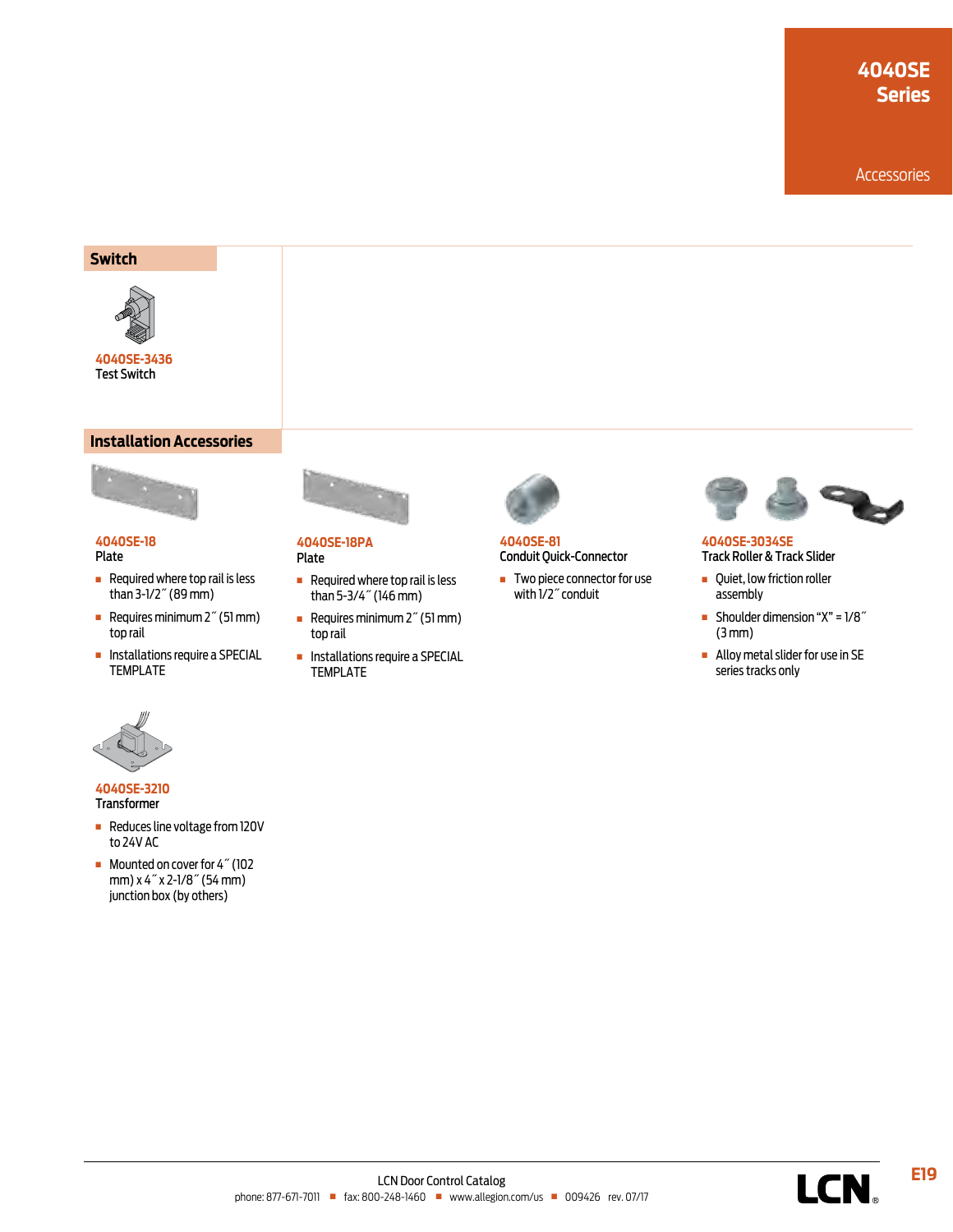# 4040SE Series

Accessories

## Switch

**4040SE-3436**
Test Switch

## Installation Accessories

**4040SE-18**
Plate

- Required where top rail is less than 3-1/2″ (89 mm)
- Requires minimum 2″ (51 mm) top rail
- Installations require a SPECIAL TEMPLATE

**4040SE-18PA**
Plate

- Required where top rail is less than 5-3/4″ (146 mm)
- Requires minimum 2″ (51 mm) top rail
- Installations require a SPECIAL TEMPLATE

**4040SE-81**
Conduit Quick-Connector

- Two piece connector for use with 1/2″ conduit

**4040SE-3034SE**
Track Roller & Track Slider

- Quiet, low friction roller assembly
- Shoulder dimension "X" = 1/8″ (3 mm)
- Alloy metal slider for use in SE series tracks only

**4040SE-3210**
Transformer

- Reduces line voltage from 120V to 24V AC
- Mounted on cover for 4″ (102 mm) x 4″ x 2-1/8″ (54 mm) junction box (by others)